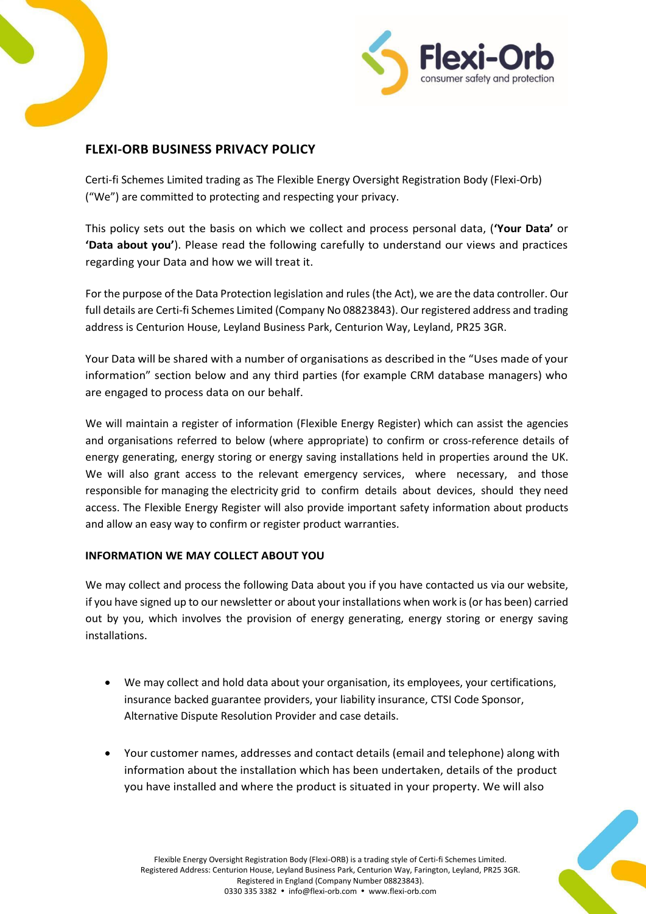# FLEXI-ORB BUSINESS PRIVACY POLICY

Certi-fi Schemes Limited trading as The Flexible Energy Oversight Registration Body (Flexi-Orb) ("We") are committed to protecting and respecting your privacy.

This policy sets out the basis on which we collect and process personal data, (**'Your Data'** or **'Data about you'**). Please read the following carefully to understand our views and practices regarding your Data and how we will treat it.

For the purpose of the Data Protection legislation and rules (the Act), we are the data controller. Our full details are Certi-fi Schemes Limited (Company No 08823843). Our registered address and trading address is Centurion House, Leyland Business Park, Centurion Way, Leyland, PR25 3GR.

Your Data will be shared with a number of organisations as described in the "Uses made of your information" section below and any third parties (for example CRM database managers) who are engaged to process data on our behalf.

We will maintain a register of information (Flexible Energy Register) which can assist the agencies and organisations referred to below (where appropriate) to confirm or cross-reference details of energy generating, energy storing or energy saving installations held in properties around the UK. We will also grant access to the relevant emergency services, where necessary, and those responsible for managing the electricity grid to confirm details about devices, should they need access. The Flexible Energy Register will also provide important safety information about products and allow an easy way to confirm or register product warranties.

## INFORMATION WE MAY COLLECT ABOUT YOU

We may collect and process the following Data about you if you have contacted us via our website, if you have signed up to our newsletter or about your installations when work is (or has been) carried out by you, which involves the provision of energy generating, energy storing or energy saving installations.

- We may collect and hold data about your organisation, its employees, your certifications, insurance backed guarantee providers, your liability insurance, CTSI Code Sponsor, Alternative Dispute Resolution Provider and case details.

- Your customer names, addresses and contact details (email and telephone) along with information about the installation which has been undertaken, details of the product you have installed and where the product is situated in your property. We will also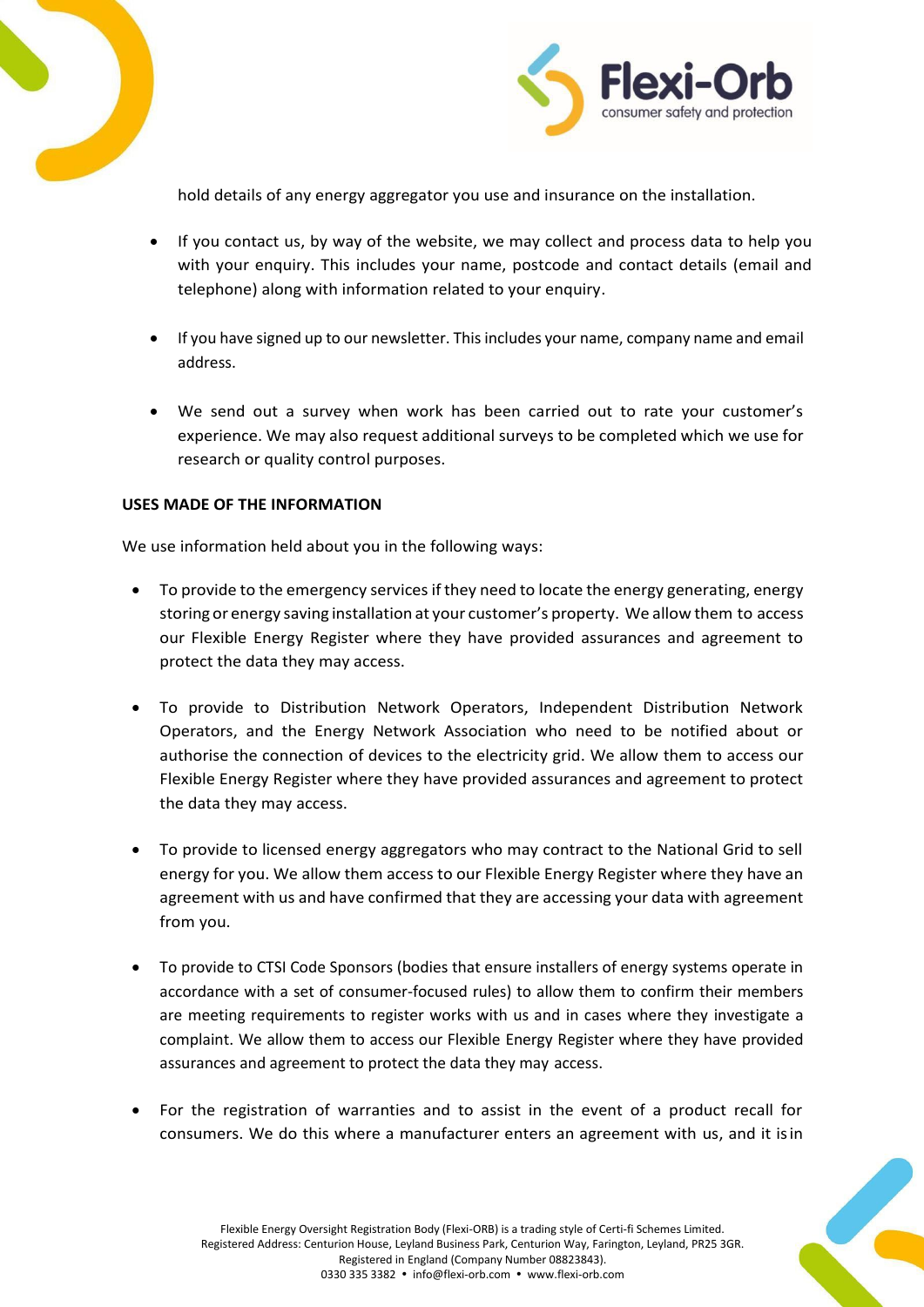hold details of any energy aggregator you use and insurance on the installation.

- If you contact us, by way of the website, we may collect and process data to help you with your enquiry. This includes your name, postcode and contact details (email and telephone) along with information related to your enquiry.

- If you have signed up to our newsletter. This includes your name, company name and email address.

- We send out a survey when work has been carried out to rate your customer's experience. We may also request additional surveys to be completed which we use for research or quality control purposes.

**USES MADE OF THE INFORMATION**

We use information held about you in the following ways:

- To provide to the emergency services if they need to locate the energy generating, energy storing or energy saving installation at your customer's property. We allow them to access our Flexible Energy Register where they have provided assurances and agreement to protect the data they may access.

- To provide to Distribution Network Operators, Independent Distribution Network Operators, and the Energy Network Association who need to be notified about or authorise the connection of devices to the electricity grid. We allow them to access our Flexible Energy Register where they have provided assurances and agreement to protect the data they may access.

- To provide to licensed energy aggregators who may contract to the National Grid to sell energy for you. We allow them access to our Flexible Energy Register where they have an agreement with us and have confirmed that they are accessing your data with agreement from you.

- To provide to CTSI Code Sponsors (bodies that ensure installers of energy systems operate in accordance with a set of consumer-focused rules) to allow them to confirm their members are meeting requirements to register works with us and in cases where they investigate a complaint. We allow them to access our Flexible Energy Register where they have provided assurances and agreement to protect the data they may access.

- For the registration of warranties and to assist in the event of a product recall for consumers. We do this where a manufacturer enters an agreement with us, and it is in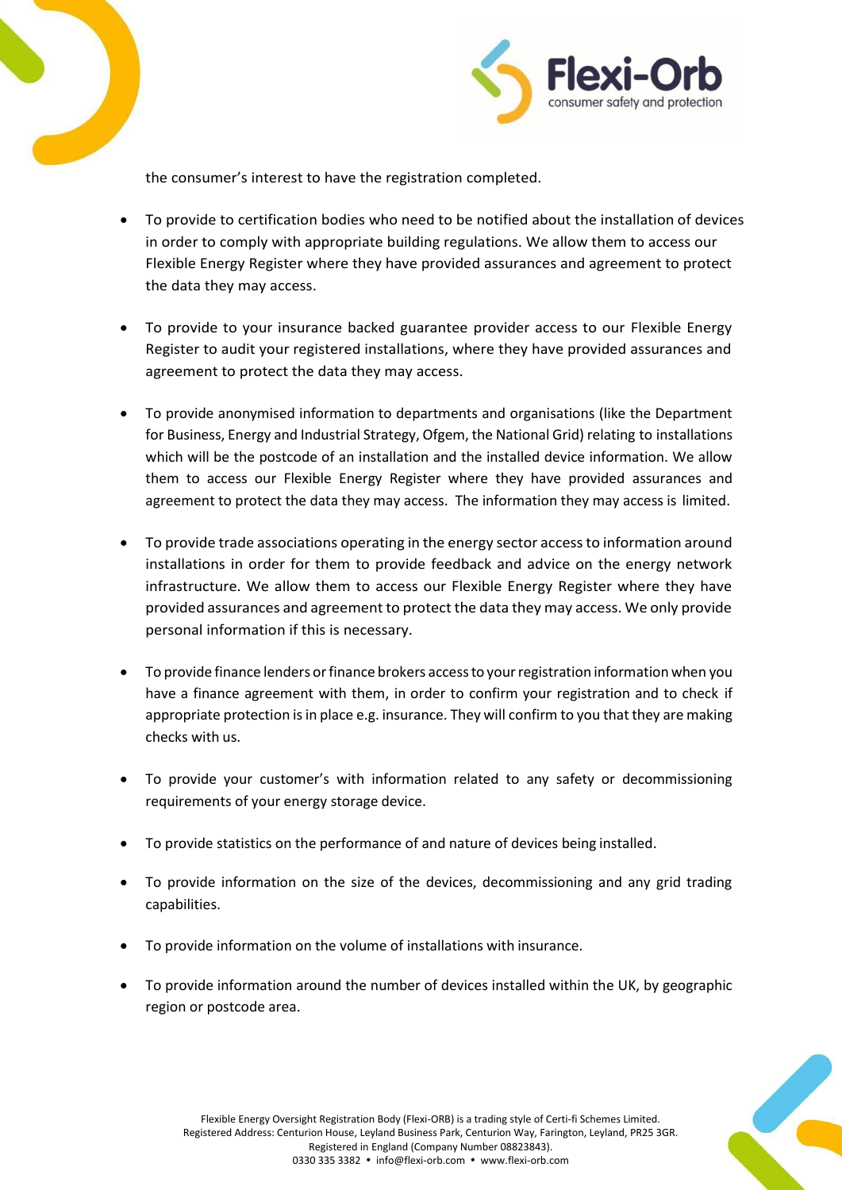the consumer's interest to have the registration completed.

- To provide to certification bodies who need to be notified about the installation of devices in order to comply with appropriate building regulations. We allow them to access our Flexible Energy Register where they have provided assurances and agreement to protect the data they may access.

- To provide to your insurance backed guarantee provider access to our Flexible Energy Register to audit your registered installations, where they have provided assurances and agreement to protect the data they may access.

- To provide anonymised information to departments and organisations (like the Department for Business, Energy and Industrial Strategy, Ofgem, the National Grid) relating to installations which will be the postcode of an installation and the installed device information. We allow them to access our Flexible Energy Register where they have provided assurances and agreement to protect the data they may access. The information they may access is limited.

- To provide trade associations operating in the energy sector access to information around installations in order for them to provide feedback and advice on the energy network infrastructure. We allow them to access our Flexible Energy Register where they have provided assurances and agreement to protect the data they may access. We only provide personal information if this is necessary.

- To provide finance lenders or finance brokers access to your registration information when you have a finance agreement with them, in order to confirm your registration and to check if appropriate protection is in place e.g. insurance. They will confirm to you that they are making checks with us.

- To provide your customer's with information related to any safety or decommissioning requirements of your energy storage device.

- To provide statistics on the performance of and nature of devices being installed.

- To provide information on the size of the devices, decommissioning and any grid trading capabilities.

- To provide information on the volume of installations with insurance.

- To provide information around the number of devices installed within the UK, by geographic region or postcode area.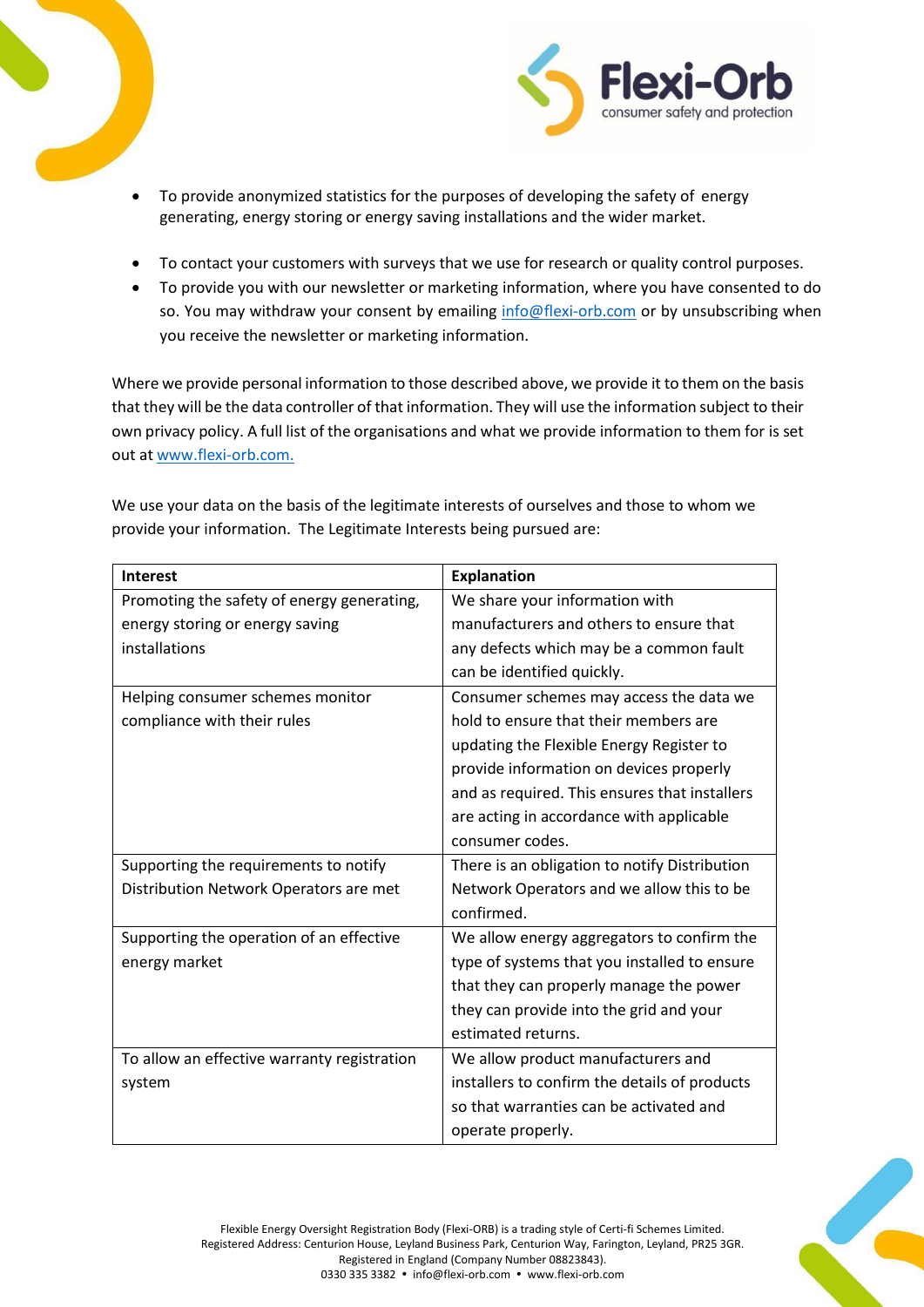- To provide anonymized statistics for the purposes of developing the safety of energy generating, energy storing or energy saving installations and the wider market.

- To contact your customers with surveys that we use for research or quality control purposes.
- To provide you with our newsletter or marketing information, where you have consented to do so. You may withdraw your consent by emailing info@flexi-orb.com or by unsubscribing when you receive the newsletter or marketing information.

Where we provide personal information to those described above, we provide it to them on the basis that they will be the data controller of that information. They will use the information subject to their own privacy policy. A full list of the organisations and what we provide information to them for is set out at www.flexi-orb.com.

We use your data on the basis of the legitimate interests of ourselves and those to whom we provide your information. The Legitimate Interests being pursued are:

| Interest | Explanation |
|---|---|
| Promoting the safety of energy generating, energy storing or energy saving installations | We share your information with manufacturers and others to ensure that any defects which may be a common fault can be identified quickly. |
| Helping consumer schemes monitor compliance with their rules | Consumer schemes may access the data we hold to ensure that their members are updating the Flexible Energy Register to provide information on devices properly and as required. This ensures that installers are acting in accordance with applicable consumer codes. |
| Supporting the requirements to notify Distribution Network Operators are met | There is an obligation to notify Distribution Network Operators and we allow this to be confirmed. |
| Supporting the operation of an effective energy market | We allow energy aggregators to confirm the type of systems that you installed to ensure that they can properly manage the power they can provide into the grid and your estimated returns. |
| To allow an effective warranty registration system | We allow product manufacturers and installers to confirm the details of products so that warranties can be activated and operate properly. |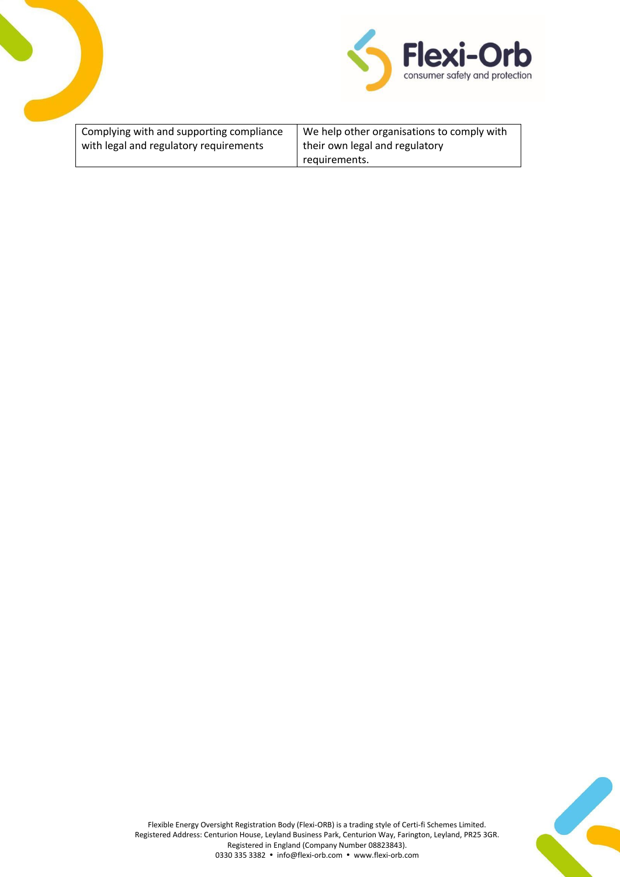| Complying with and supporting compliance with legal and regulatory requirements | We help other organisations to comply with their own legal and regulatory requirements. |
|---|---|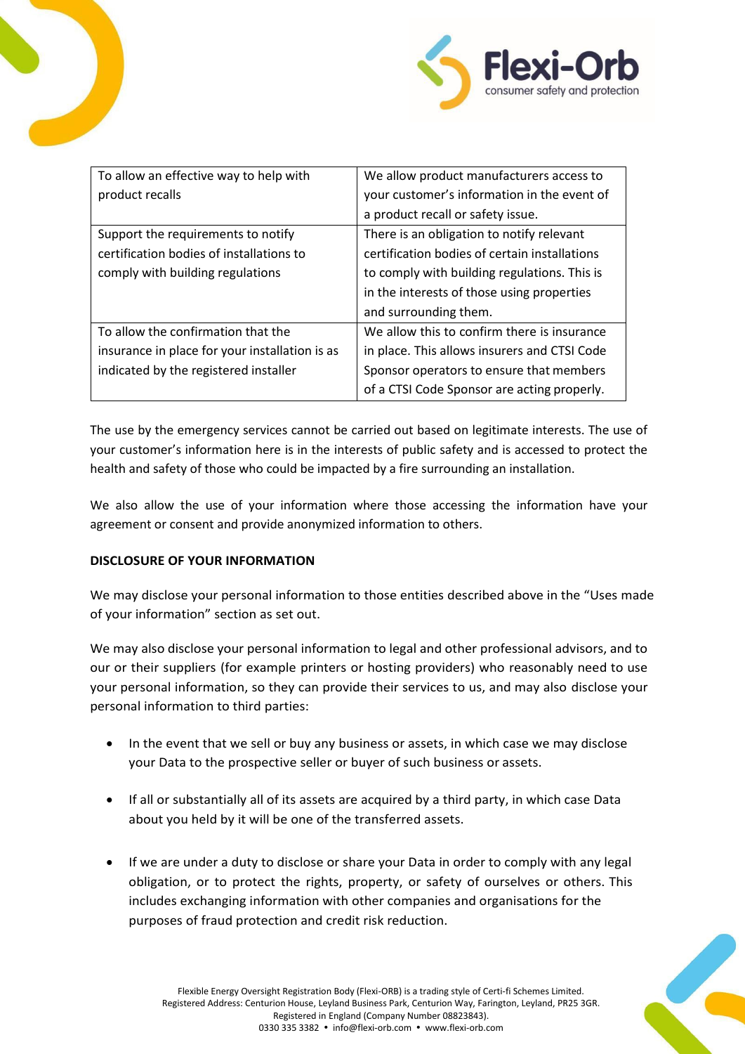| To allow an effective way to help with product recalls | We allow product manufacturers access to your customer's information in the event of a product recall or safety issue. |
|---|---|
| Support the requirements to notify certification bodies of installations to comply with building regulations | There is an obligation to notify relevant certification bodies of certain installations to comply with building regulations. This is in the interests of those using properties and surrounding them. |
| To allow the confirmation that the insurance in place for your installation is as indicated by the registered installer | We allow this to confirm there is insurance in place. This allows insurers and CTSI Code Sponsor operators to ensure that members of a CTSI Code Sponsor are acting properly. |

The use by the emergency services cannot be carried out based on legitimate interests. The use of your customer's information here is in the interests of public safety and is accessed to protect the health and safety of those who could be impacted by a fire surrounding an installation.

We also allow the use of your information where those accessing the information have your agreement or consent and provide anonymized information to others.

**DISCLOSURE OF YOUR INFORMATION**

We may disclose your personal information to those entities described above in the "Uses made of your information" section as set out.

We may also disclose your personal information to legal and other professional advisors, and to our or their suppliers (for example printers or hosting providers) who reasonably need to use your personal information, so they can provide their services to us, and may also disclose your personal information to third parties:

- In the event that we sell or buy any business or assets, in which case we may disclose your Data to the prospective seller or buyer of such business or assets.
- If all or substantially all of its assets are acquired by a third party, in which case Data about you held by it will be one of the transferred assets.
- If we are under a duty to disclose or share your Data in order to comply with any legal obligation, or to protect the rights, property, or safety of ourselves or others. This includes exchanging information with other companies and organisations for the purposes of fraud protection and credit risk reduction.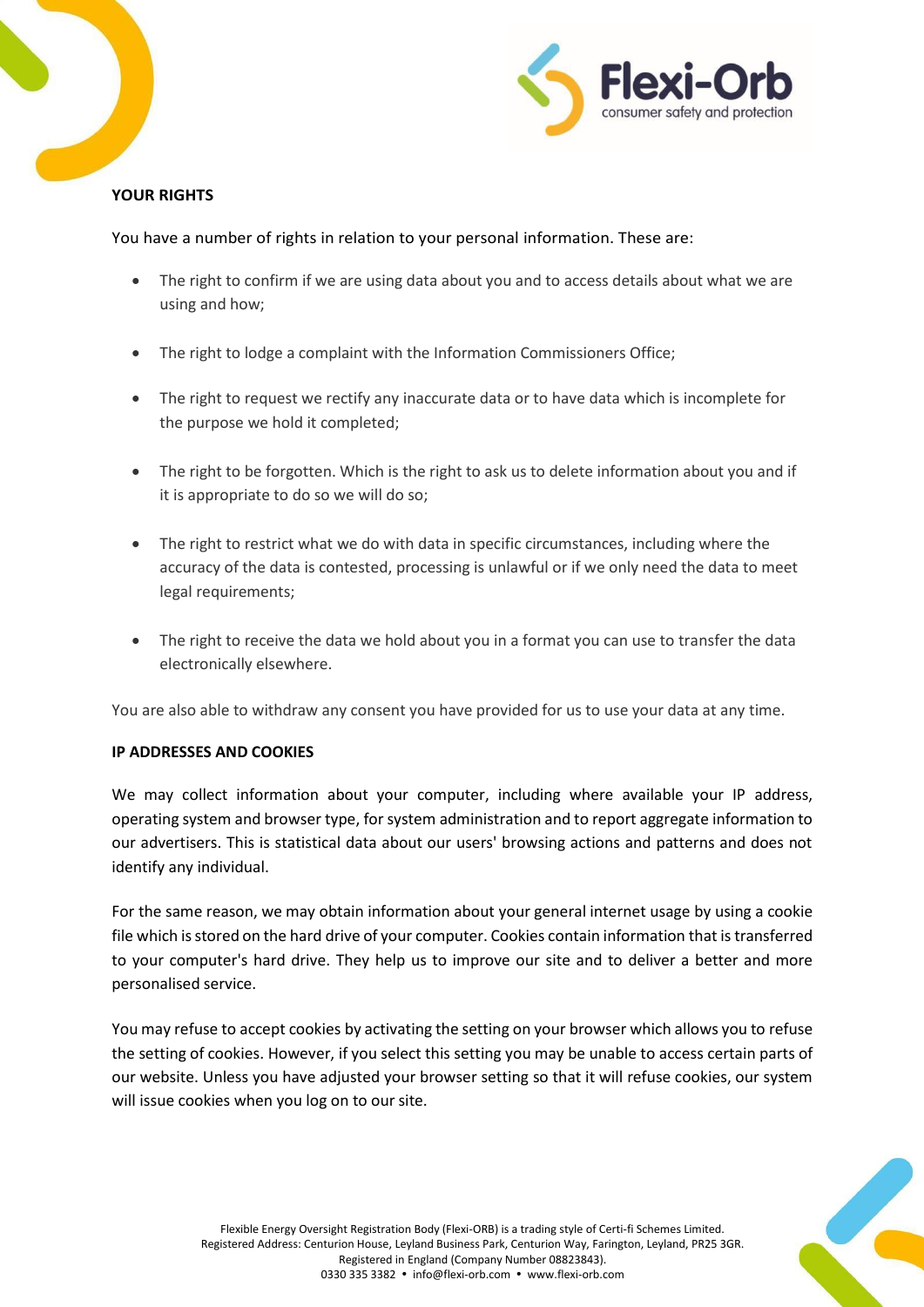## YOUR RIGHTS

You have a number of rights in relation to your personal information. These are:

- The right to confirm if we are using data about you and to access details about what we are using and how;
- The right to lodge a complaint with the Information Commissioners Office;
- The right to request we rectify any inaccurate data or to have data which is incomplete for the purpose we hold it completed;
- The right to be forgotten. Which is the right to ask us to delete information about you and if it is appropriate to do so we will do so;
- The right to restrict what we do with data in specific circumstances, including where the accuracy of the data is contested, processing is unlawful or if we only need the data to meet legal requirements;
- The right to receive the data we hold about you in a format you can use to transfer the data electronically elsewhere.

You are also able to withdraw any consent you have provided for us to use your data at any time.

## IP ADDRESSES AND COOKIES

We may collect information about your computer, including where available your IP address, operating system and browser type, for system administration and to report aggregate information to our advertisers. This is statistical data about our users' browsing actions and patterns and does not identify any individual.

For the same reason, we may obtain information about your general internet usage by using a cookie file which is stored on the hard drive of your computer. Cookies contain information that is transferred to your computer's hard drive. They help us to improve our site and to deliver a better and more personalised service.

You may refuse to accept cookies by activating the setting on your browser which allows you to refuse the setting of cookies. However, if you select this setting you may be unable to access certain parts of our website. Unless you have adjusted your browser setting so that it will refuse cookies, our system will issue cookies when you log on to our site.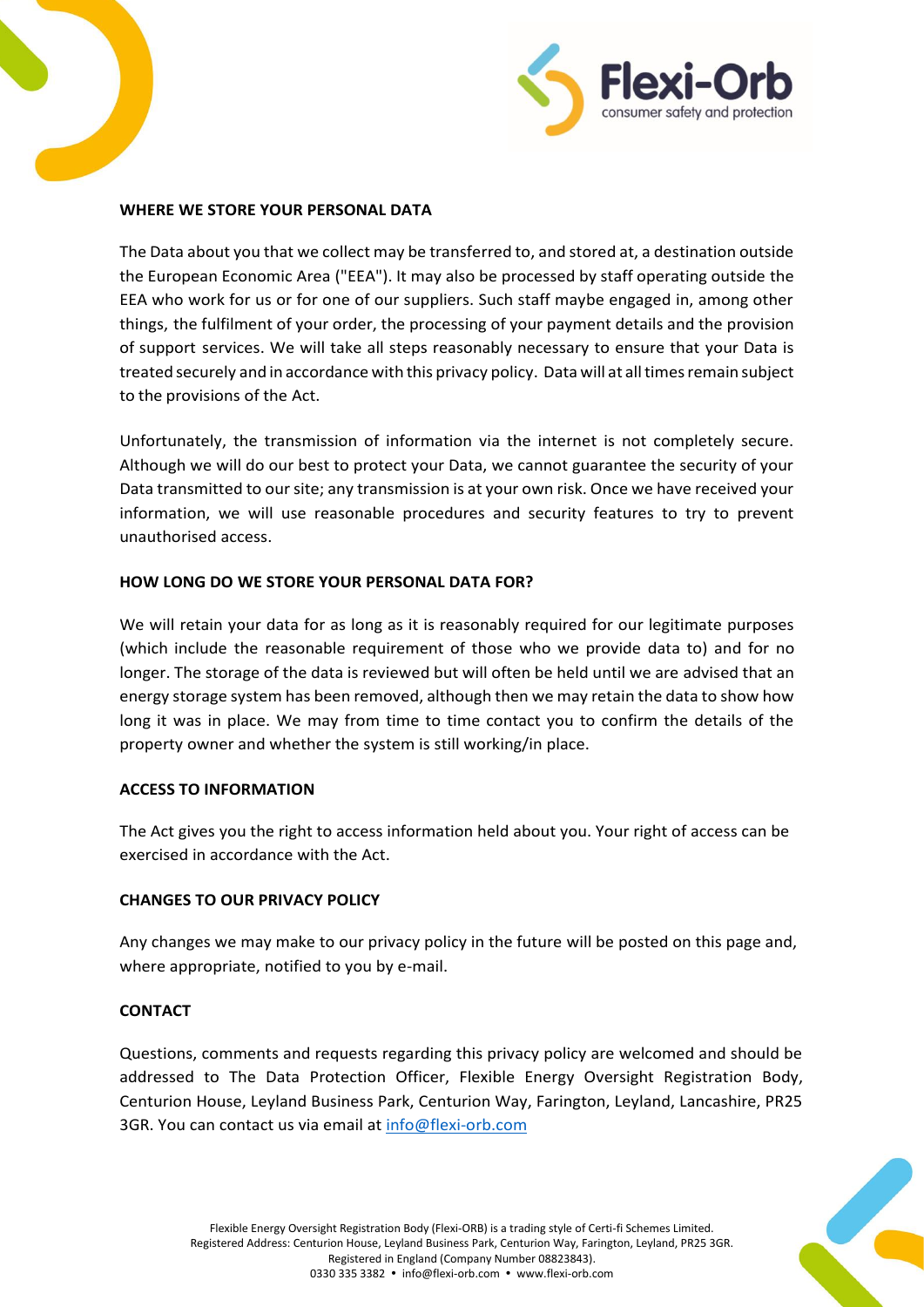## WHERE WE STORE YOUR PERSONAL DATA

The Data about you that we collect may be transferred to, and stored at, a destination outside the European Economic Area ("EEA"). It may also be processed by staff operating outside the EEA who work for us or for one of our suppliers. Such staff maybe engaged in, among other things, the fulfilment of your order, the processing of your payment details and the provision of support services. We will take all steps reasonably necessary to ensure that your Data is treated securely and in accordance with this privacy policy. Data will at all times remain subject to the provisions of the Act.

Unfortunately, the transmission of information via the internet is not completely secure. Although we will do our best to protect your Data, we cannot guarantee the security of your Data transmitted to our site; any transmission is at your own risk. Once we have received your information, we will use reasonable procedures and security features to try to prevent unauthorised access.

## HOW LONG DO WE STORE YOUR PERSONAL DATA FOR?

We will retain your data for as long as it is reasonably required for our legitimate purposes (which include the reasonable requirement of those who we provide data to) and for no longer. The storage of the data is reviewed but will often be held until we are advised that an energy storage system has been removed, although then we may retain the data to show how long it was in place. We may from time to time contact you to confirm the details of the property owner and whether the system is still working/in place.

## ACCESS TO INFORMATION

The Act gives you the right to access information held about you. Your right of access can be exercised in accordance with the Act.

## CHANGES TO OUR PRIVACY POLICY

Any changes we may make to our privacy policy in the future will be posted on this page and, where appropriate, notified to you by e-mail.

## CONTACT

Questions, comments and requests regarding this privacy policy are welcomed and should be addressed to The Data Protection Officer, Flexible Energy Oversight Registration Body, Centurion House, Leyland Business Park, Centurion Way, Farington, Leyland, Lancashire, PR25 3GR. You can contact us via email at [info@flexi-orb.com](mailto:info@flexi-orb.com)